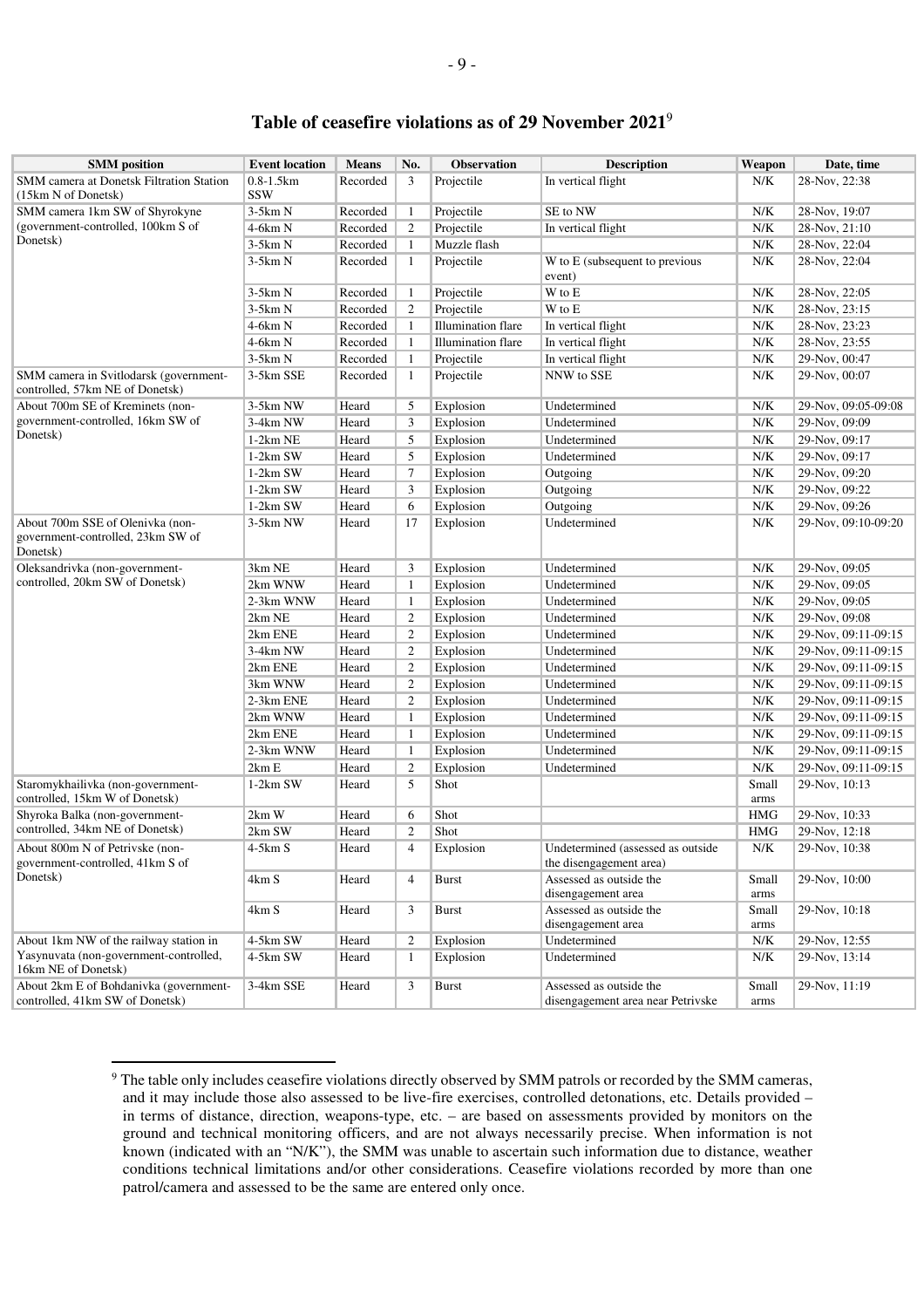## Table of ceasefire violations as of 29 November 2021[9]

| SMM position | Event location | Means | No. | Observation | Description | Weapon | Date, time |
|---|---|---|---|---|---|---|---|
| SMM camera at Donetsk Filtration Station (15km N of Donetsk) | 0.8-1.5km SSW | Recorded | 3 | Projectile | In vertical flight | N/K | 28-Nov, 22:38 |
| SMM camera 1km SW of Shyrokyne (government-controlled, 100km S of Donetsk) | 3-5km N | Recorded | 1 | Projectile | SE to NW | N/K | 28-Nov, 19:07 |
| | 4-6km N | Recorded | 2 | Projectile | In vertical flight | N/K | 28-Nov, 21:10 |
| | 3-5km N | Recorded | 1 | Muzzle flash | | N/K | 28-Nov, 22:04 |
| | 3-5km N | Recorded | 1 | Projectile | W to E (subsequent to previous event) | N/K | 28-Nov, 22:04 |
| | 3-5km N | Recorded | 1 | Projectile | W to E | N/K | 28-Nov, 22:05 |
| | 3-5km N | Recorded | 2 | Projectile | W to E | N/K | 28-Nov, 23:15 |
| | 4-6km N | Recorded | 1 | Illumination flare | In vertical flight | N/K | 28-Nov, 23:23 |
| | 4-6km N | Recorded | 1 | Illumination flare | In vertical flight | N/K | 28-Nov, 23:55 |
| | 3-5km N | Recorded | 1 | Projectile | In vertical flight | N/K | 29-Nov, 00:47 |
| SMM camera in Svitlodarsk (government-controlled, 57km NE of Donetsk) | 3-5km SSE | Recorded | 1 | Projectile | NNW to SSE | N/K | 29-Nov, 00:07 |
| About 700m SE of Kreminets (non-government-controlled, 16km SW of Donetsk) | 3-5km NW | Heard | 5 | Explosion | Undetermined | N/K | 29-Nov, 09:05-09:08 |
| | 3-4km NW | Heard | 3 | Explosion | Undetermined | N/K | 29-Nov, 09:09 |
| | 1-2km NE | Heard | 5 | Explosion | Undetermined | N/K | 29-Nov, 09:17 |
| | 1-2km SW | Heard | 5 | Explosion | Undetermined | N/K | 29-Nov, 09:17 |
| | 1-2km SW | Heard | 7 | Explosion | Outgoing | N/K | 29-Nov, 09:20 |
| | 1-2km SW | Heard | 3 | Explosion | Outgoing | N/K | 29-Nov, 09:22 |
| | 1-2km SW | Heard | 6 | Explosion | Outgoing | N/K | 29-Nov, 09:26 |
| About 700m SSE of Olenivka (non-government-controlled, 23km SW of Donetsk) | 3-5km NW | Heard | 17 | Explosion | Undetermined | N/K | 29-Nov, 09:10-09:20 |
| Oleksandrivka (non-government-controlled, 20km SW of Donetsk) | 3km NE | Heard | 3 | Explosion | Undetermined | N/K | 29-Nov, 09:05 |
| | 2km WNW | Heard | 1 | Explosion | Undetermined | N/K | 29-Nov, 09:05 |
| | 2-3km WNW | Heard | 1 | Explosion | Undetermined | N/K | 29-Nov, 09:05 |
| | 2km NE | Heard | 2 | Explosion | Undetermined | N/K | 29-Nov, 09:08 |
| | 2km ENE | Heard | 2 | Explosion | Undetermined | N/K | 29-Nov, 09:11-09:15 |
| | 3-4km NW | Heard | 2 | Explosion | Undetermined | N/K | 29-Nov, 09:11-09:15 |
| | 2km ENE | Heard | 2 | Explosion | Undetermined | N/K | 29-Nov, 09:11-09:15 |
| | 3km WNW | Heard | 2 | Explosion | Undetermined | N/K | 29-Nov, 09:11-09:15 |
| | 2-3km ENE | Heard | 2 | Explosion | Undetermined | N/K | 29-Nov, 09:11-09:15 |
| | 2km WNW | Heard | 1 | Explosion | Undetermined | N/K | 29-Nov, 09:11-09:15 |
| | 2km ENE | Heard | 1 | Explosion | Undetermined | N/K | 29-Nov, 09:11-09:15 |
| | 2-3km WNW | Heard | 1 | Explosion | Undetermined | N/K | 29-Nov, 09:11-09:15 |
| | 2km E | Heard | 2 | Explosion | Undetermined | N/K | 29-Nov, 09:11-09:15 |
| Staromykhailivka (non-government-controlled, 15km W of Donetsk) | 1-2km SW | Heard | 5 | Shot | | Small arms | 29-Nov, 10:13 |
| Shyroka Balka (non-government-controlled, 34km NE of Donetsk) | 2km W | Heard | 6 | Shot | | HMG | 29-Nov, 10:33 |
| | 2km SW | Heard | 2 | Shot | | HMG | 29-Nov, 12:18 |
| About 800m N of Petrivske (non-government-controlled, 41km S of Donetsk) | 4-5km S | Heard | 4 | Explosion | Undetermined (assessed as outside the disengagement area) | N/K | 29-Nov, 10:38 |
| | 4km S | Heard | 4 | Burst | Assessed as outside the disengagement area | Small arms | 29-Nov, 10:00 |
| | 4km S | Heard | 3 | Burst | Assessed as outside the disengagement area | Small arms | 29-Nov, 10:18 |
| About 1km NW of the railway station in Yasynuvata (non-government-controlled, 16km NE of Donetsk) | 4-5km SW | Heard | 2 | Explosion | Undetermined | N/K | 29-Nov, 12:55 |
| | 4-5km SW | Heard | 1 | Explosion | Undetermined | N/K | 29-Nov, 13:14 |
| About 2km E of Bohdanivka (government-controlled, 41km SW of Donetsk) | 3-4km SSE | Heard | 3 | Burst | Assessed as outside the disengagement area near Petrivske | Small arms | 29-Nov, 11:19 |

[9] The table only includes ceasefire violations directly observed by SMM patrols or recorded by the SMM cameras, and it may include those also assessed to be live-fire exercises, controlled detonations, etc. Details provided – in terms of distance, direction, weapons-type, etc. – are based on assessments provided by monitors on the ground and technical monitoring officers, and are not always necessarily precise. When information is not known (indicated with an "N/K"), the SMM was unable to ascertain such information due to distance, weather conditions technical limitations and/or other considerations. Ceasefire violations recorded by more than one patrol/camera and assessed to be the same are entered only once.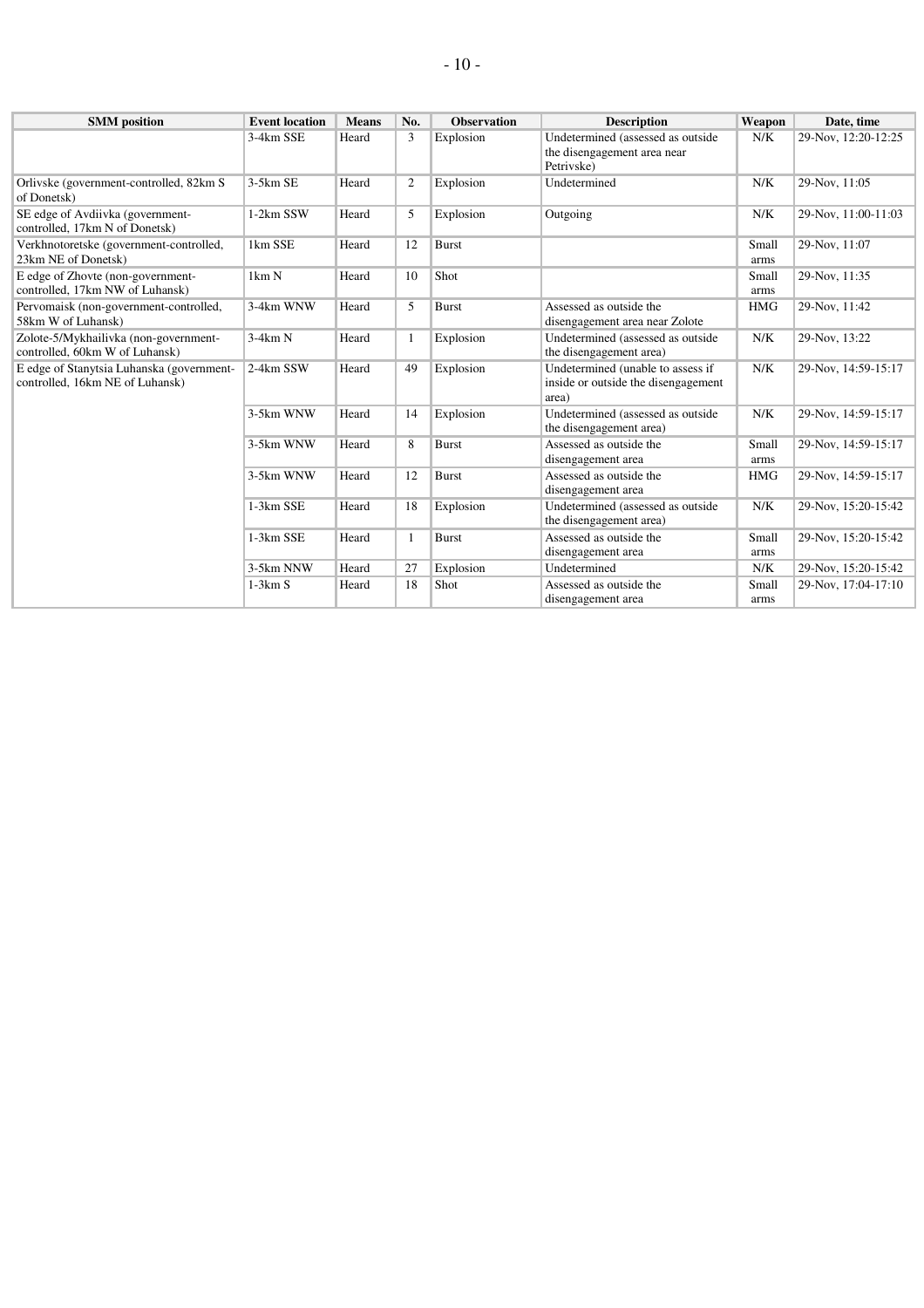| SMM position | Event location | Means | No. | Observation | Description | Weapon | Date, time |
|---|---|---|---|---|---|---|---|
| | 3-4km SSE | Heard | 3 | Explosion | Undetermined (assessed as outside the disengagement area near Petrivske) | N/K | 29-Nov, 12:20-12:25 |
| Orlivske (government-controlled, 82km S of Donetsk) | 3-5km SE | Heard | 2 | Explosion | Undetermined | N/K | 29-Nov, 11:05 |
| SE edge of Avdiivka (government-controlled, 17km N of Donetsk) | 1-2km SSW | Heard | 5 | Explosion | Outgoing | N/K | 29-Nov, 11:00-11:03 |
| Verkhnotoretske (government-controlled, 23km NE of Donetsk) | 1km SSE | Heard | 12 | Burst | | Small arms | 29-Nov, 11:07 |
| E edge of Zhovte (non-government-controlled, 17km NW of Luhansk) | 1km N | Heard | 10 | Shot | | Small arms | 29-Nov, 11:35 |
| Pervomaisk (non-government-controlled, 58km W of Luhansk) | 3-4km WNW | Heard | 5 | Burst | Assessed as outside the disengagement area near Zolote | HMG | 29-Nov, 11:42 |
| Zolote-5/Mykhailivka (non-government-controlled, 60km W of Luhansk) | 3-4km N | Heard | 1 | Explosion | Undetermined (assessed as outside the disengagement area) | N/K | 29-Nov, 13:22 |
| E edge of Stanytsia Luhanska (government-controlled, 16km NE of Luhansk) | 2-4km SSW | Heard | 49 | Explosion | Undetermined (unable to assess if inside or outside the disengagement area) | N/K | 29-Nov, 14:59-15:17 |
| | 3-5km WNW | Heard | 14 | Explosion | Undetermined (assessed as outside the disengagement area) | N/K | 29-Nov, 14:59-15:17 |
| | 3-5km WNW | Heard | 8 | Burst | Assessed as outside the disengagement area | Small arms | 29-Nov, 14:59-15:17 |
| | 3-5km WNW | Heard | 12 | Burst | Assessed as outside the disengagement area | HMG | 29-Nov, 14:59-15:17 |
| | 1-3km SSE | Heard | 18 | Explosion | Undetermined (assessed as outside the disengagement area) | N/K | 29-Nov, 15:20-15:42 |
| | 1-3km SSE | Heard | 1 | Burst | Assessed as outside the disengagement area | Small arms | 29-Nov, 15:20-15:42 |
| | 3-5km NNW | Heard | 27 | Explosion | Undetermined | N/K | 29-Nov, 15:20-15:42 |
| | 1-3km S | Heard | 18 | Shot | Assessed as outside the disengagement area | Small arms | 29-Nov, 17:04-17:10 |